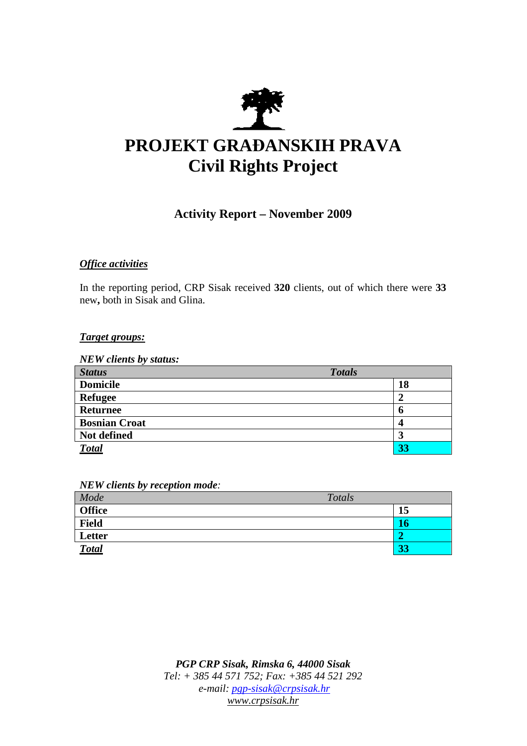# PROJEKT GRAĐANSKIH PRAVA
# Civil Rights Project

## Activity Report – November 2009

***Office activities***

In the reporting period, CRP Sisak received **320** clients, out of which there were **33** new**,** both in Sisak and Glina.

***Target groups:***

***NEW clients by status:***

| *Status* | *Totals* |
|---|---|
| **Domicile** | **18** |
| **Refugee** | **2** |
| **Returnee** | **6** |
| **Bosnian Croat** | **4** |
| **Not defined** | **3** |
| ***Total*** | **33** |

***NEW clients by reception mode****:*

| *Mode* | *Totals* |
|---|---|
| **Office** | **15** |
| **Field** | **16** |
| **Letter** | **2** |
| ***Total*** | **33** |

***PGP CRP Sisak, Rimska 6, 44000 Sisak***
*Tel: + 385 44 571 752; Fax: +385 44 521 292*
*e-mail: pgp-sisak@crpsisak.hr*
*www.crpsisak.hr*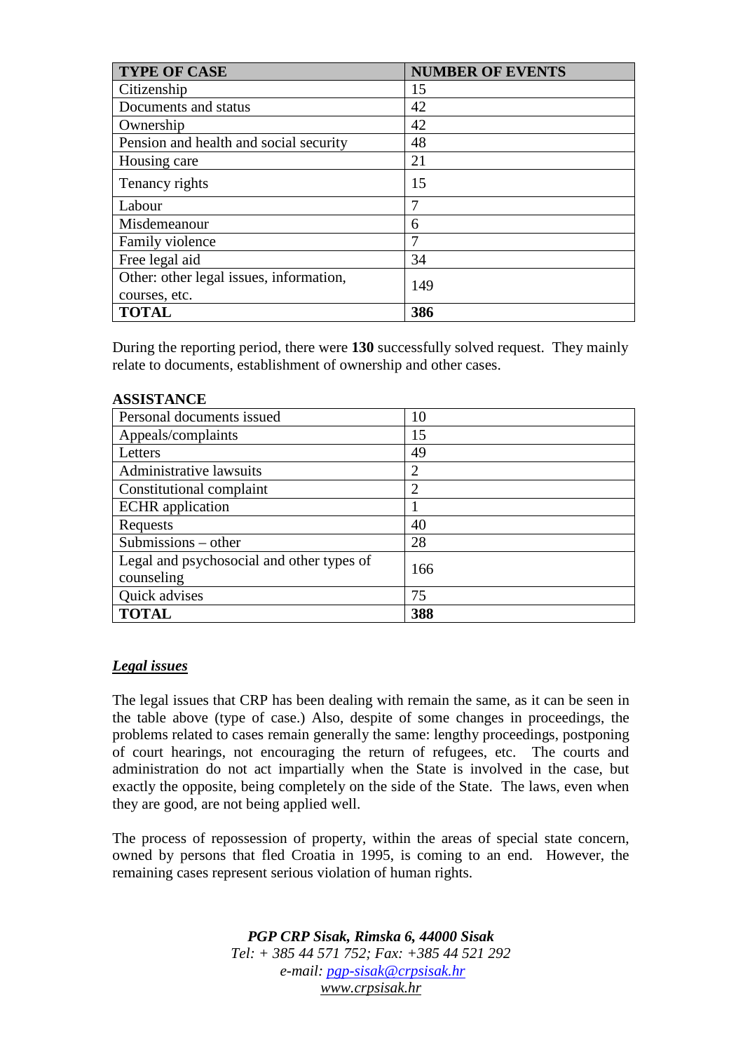| TYPE OF CASE | NUMBER OF EVENTS |
|---|---|
| Citizenship | 15 |
| Documents and status | 42 |
| Ownership | 42 |
| Pension and health and social security | 48 |
| Housing care | 21 |
| Tenancy rights | 15 |
| Labour | 7 |
| Misdemeanour | 6 |
| Family violence | 7 |
| Free legal aid | 34 |
| Other: other legal issues, information, courses, etc. | 149 |
| **TOTAL** | **386** |

During the reporting period, there were **130** successfully solved request. They mainly relate to documents, establishment of ownership and other cases.

**ASSISTANCE**

| | |
|---|---|
| Personal documents issued | 10 |
| Appeals/complaints | 15 |
| Letters | 49 |
| Administrative lawsuits | 2 |
| Constitutional complaint | 2 |
| ECHR application | 1 |
| Requests | 40 |
| Submissions – other | 28 |
| Legal and psychosocial and other types of counseling | 166 |
| Quick advises | 75 |
| **TOTAL** | **388** |

## ***Legal issues***

The legal issues that CRP has been dealing with remain the same, as it can be seen in the table above (type of case.) Also, despite of some changes in proceedings, the problems related to cases remain generally the same: lengthy proceedings, postponing of court hearings, not encouraging the return of refugees, etc. The courts and administration do not act impartially when the State is involved in the case, but exactly the opposite, being completely on the side of the State. The laws, even when they are good, are not being applied well.

The process of repossession of property, within the areas of special state concern, owned by persons that fled Croatia in 1995, is coming to an end. However, the remaining cases represent serious violation of human rights.

***PGP CRP Sisak, Rimska 6, 44000 Sisak***
*Tel: + 385 44 571 752; Fax: +385 44 521 292*
*e-mail: pgp-sisak@crpsisak.hr*
*www.crpsisak.hr*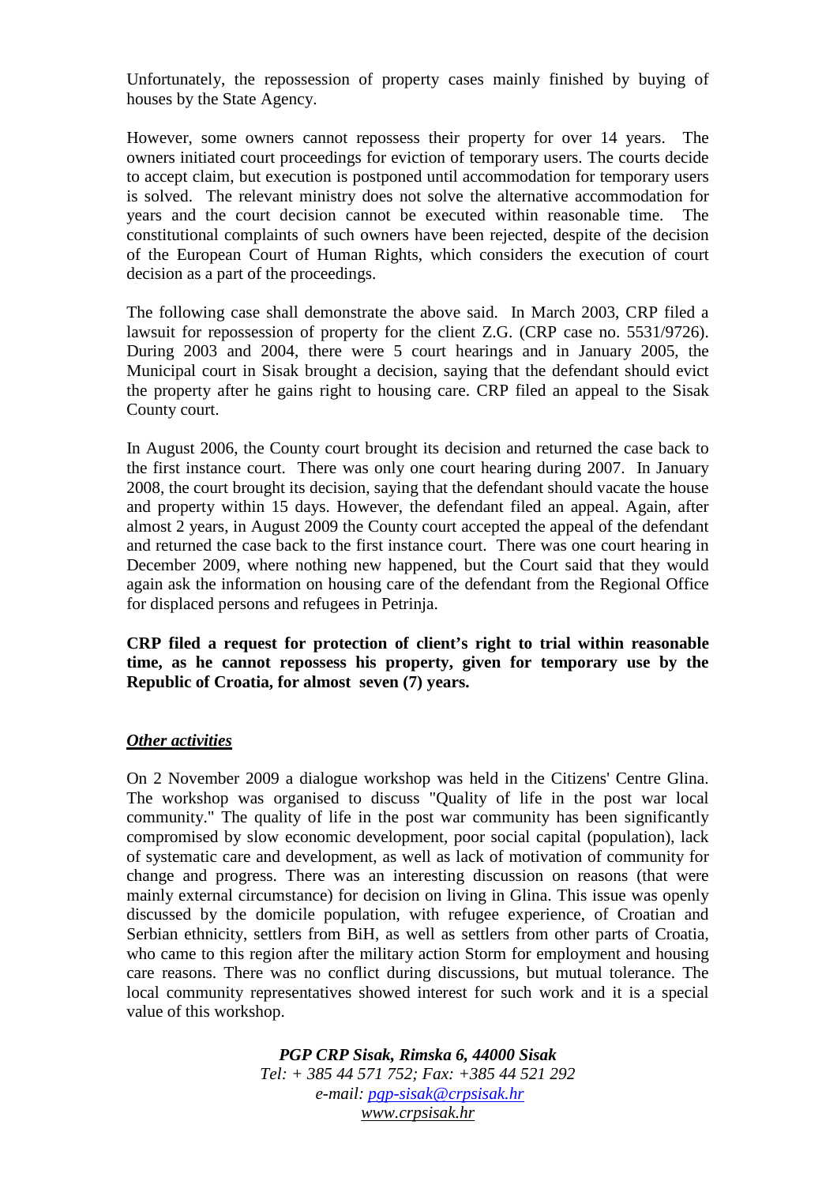Unfortunately, the repossession of property cases mainly finished by buying of houses by the State Agency.

However, some owners cannot repossess their property for over 14 years. The owners initiated court proceedings for eviction of temporary users. The courts decide to accept claim, but execution is postponed until accommodation for temporary users is solved. The relevant ministry does not solve the alternative accommodation for years and the court decision cannot be executed within reasonable time. The constitutional complaints of such owners have been rejected, despite of the decision of the European Court of Human Rights, which considers the execution of court decision as a part of the proceedings.

The following case shall demonstrate the above said. In March 2003, CRP filed a lawsuit for repossession of property for the client Z.G. (CRP case no. 5531/9726). During 2003 and 2004, there were 5 court hearings and in January 2005, the Municipal court in Sisak brought a decision, saying that the defendant should evict the property after he gains right to housing care. CRP filed an appeal to the Sisak County court.

In August 2006, the County court brought its decision and returned the case back to the first instance court. There was only one court hearing during 2007. In January 2008, the court brought its decision, saying that the defendant should vacate the house and property within 15 days. However, the defendant filed an appeal. Again, after almost 2 years, in August 2009 the County court accepted the appeal of the defendant and returned the case back to the first instance court. There was one court hearing in December 2009, where nothing new happened, but the Court said that they would again ask the information on housing care of the defendant from the Regional Office for displaced persons and refugees in Petrinja.

**CRP filed a request for protection of client's right to trial within reasonable time, as he cannot repossess his property, given for temporary use by the Republic of Croatia, for almost seven (7) years.**

***Other activities***

On 2 November 2009 a dialogue workshop was held in the Citizens' Centre Glina. The workshop was organised to discuss "Quality of life in the post war local community." The quality of life in the post war community has been significantly compromised by slow economic development, poor social capital (population), lack of systematic care and development, as well as lack of motivation of community for change and progress. There was an interesting discussion on reasons (that were mainly external circumstance) for decision on living in Glina. This issue was openly discussed by the domicile population, with refugee experience, of Croatian and Serbian ethnicity, settlers from BiH, as well as settlers from other parts of Croatia, who came to this region after the military action Storm for employment and housing care reasons. There was no conflict during discussions, but mutual tolerance. The local community representatives showed interest for such work and it is a special value of this workshop.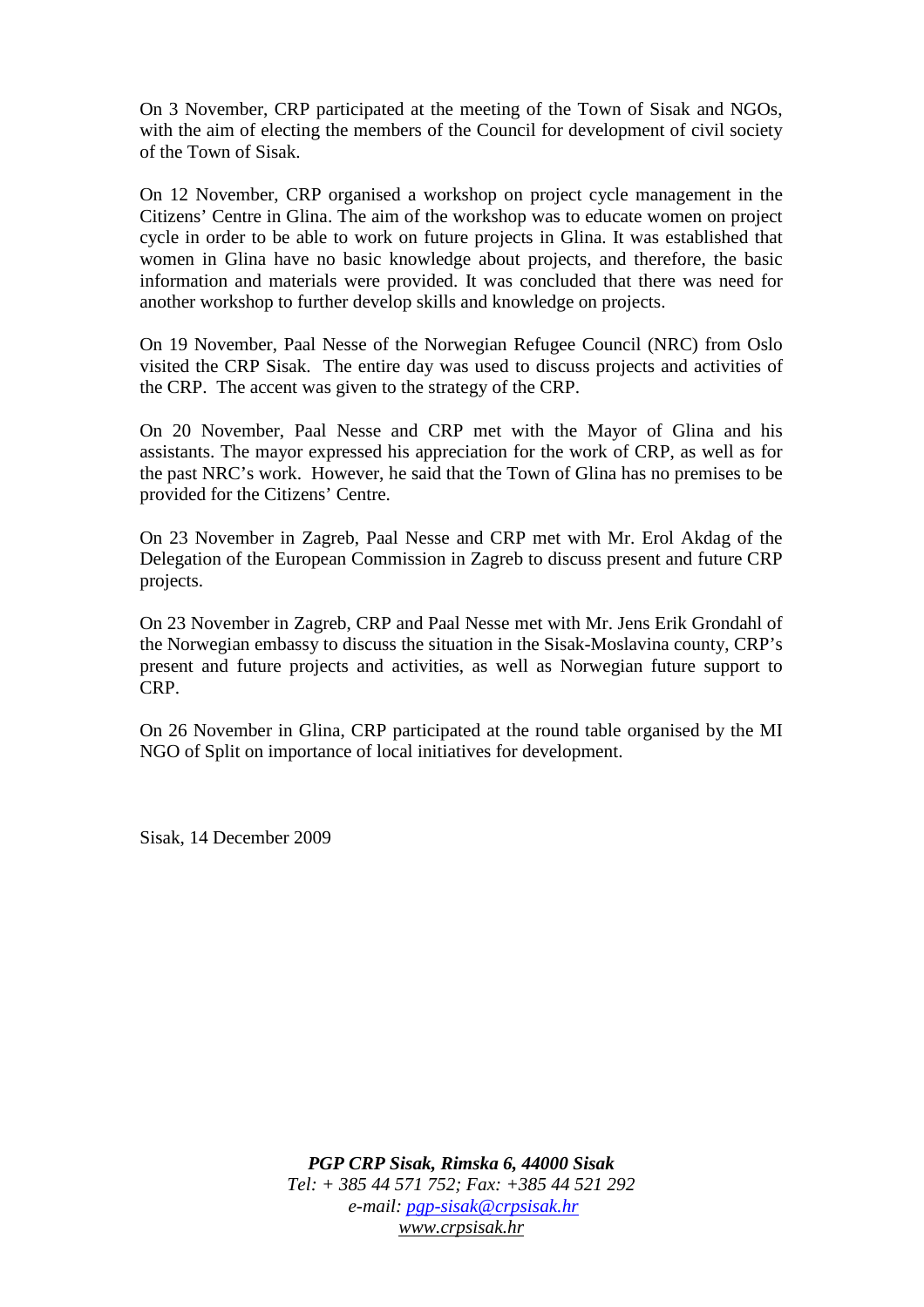On 3 November, CRP participated at the meeting of the Town of Sisak and NGOs, with the aim of electing the members of the Council for development of civil society of the Town of Sisak.

On 12 November, CRP organised a workshop on project cycle management in the Citizens' Centre in Glina. The aim of the workshop was to educate women on project cycle in order to be able to work on future projects in Glina. It was established that women in Glina have no basic knowledge about projects, and therefore, the basic information and materials were provided. It was concluded that there was need for another workshop to further develop skills and knowledge on projects.

On 19 November, Paal Nesse of the Norwegian Refugee Council (NRC) from Oslo visited the CRP Sisak. The entire day was used to discuss projects and activities of the CRP. The accent was given to the strategy of the CRP.

On 20 November, Paal Nesse and CRP met with the Mayor of Glina and his assistants. The mayor expressed his appreciation for the work of CRP, as well as for the past NRC's work. However, he said that the Town of Glina has no premises to be provided for the Citizens' Centre.

On 23 November in Zagreb, Paal Nesse and CRP met with Mr. Erol Akdag of the Delegation of the European Commission in Zagreb to discuss present and future CRP projects.

On 23 November in Zagreb, CRP and Paal Nesse met with Mr. Jens Erik Grondahl of the Norwegian embassy to discuss the situation in the Sisak-Moslavina county, CRP's present and future projects and activities, as well as Norwegian future support to CRP.

On 26 November in Glina, CRP participated at the round table organised by the MI NGO of Split on importance of local initiatives for development.

Sisak, 14 December 2009

***PGP CRP Sisak, Rimska 6, 44000 Sisak***
*Tel: + 385 44 571 752; Fax: +385 44 521 292*
*e-mail: pgp-sisak@crpsisak.hr*
*www.crpsisak.hr*